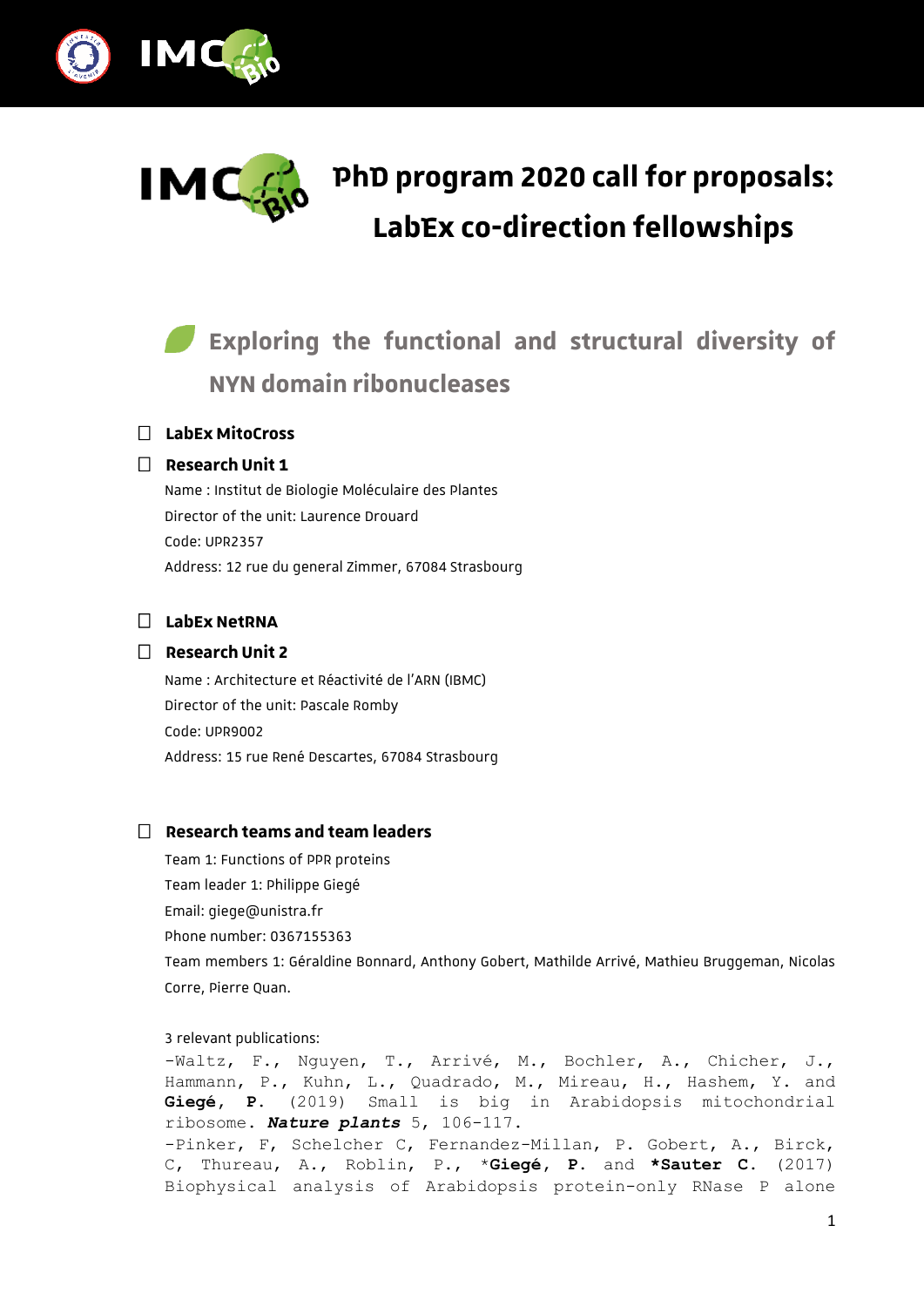# PhD program 2020 call for proposals: LabEx co-direction fellowships

## Exploring the functional and structural diversity of NYN domain ribonucleases

- **LabEx MitoCross**
- **Research Unit 1**

Name : Institut de Biologie Moléculaire des Plantes
Director of the unit: Laurence Drouard
Code: UPR2357
Address: 12 rue du general Zimmer, 67084 Strasbourg

- **LabEx NetRNA**
- **Research Unit 2**

Name : Architecture et Réactivité de l'ARN (IBMC)
Director of the unit: Pascale Romby
Code: UPR9002
Address: 15 rue René Descartes, 67084 Strasbourg

- **Research teams and team leaders**

Team 1: Functions of PPR proteins
Team leader 1: Philippe Giegé
Email: giege@unistra.fr
Phone number: 0367155363
Team members 1: Géraldine Bonnard, Anthony Gobert, Mathilde Arrivé, Mathieu Bruggeman, Nicolas Corre, Pierre Quan.

3 relevant publications:

-Waltz, F., Nguyen, T., Arrivé, M., Bochler, A., Chicher, J., Hammann, P., Kuhn, L., Quadrado, M., Mireau, H., Hashem, Y. and **Giegé, P.** (2019) Small is big in Arabidopsis mitochondrial ribosome. ***Nature plants*** 5, 106-117.

-Pinker, F, Schelcher C, Fernandez-Millan, P. Gobert, A., Birck, C, Thureau, A., Roblin, P., *__Giegé, P.__ and **\*Sauter C.** (2017) Biophysical analysis of Arabidopsis protein-only RNase P alone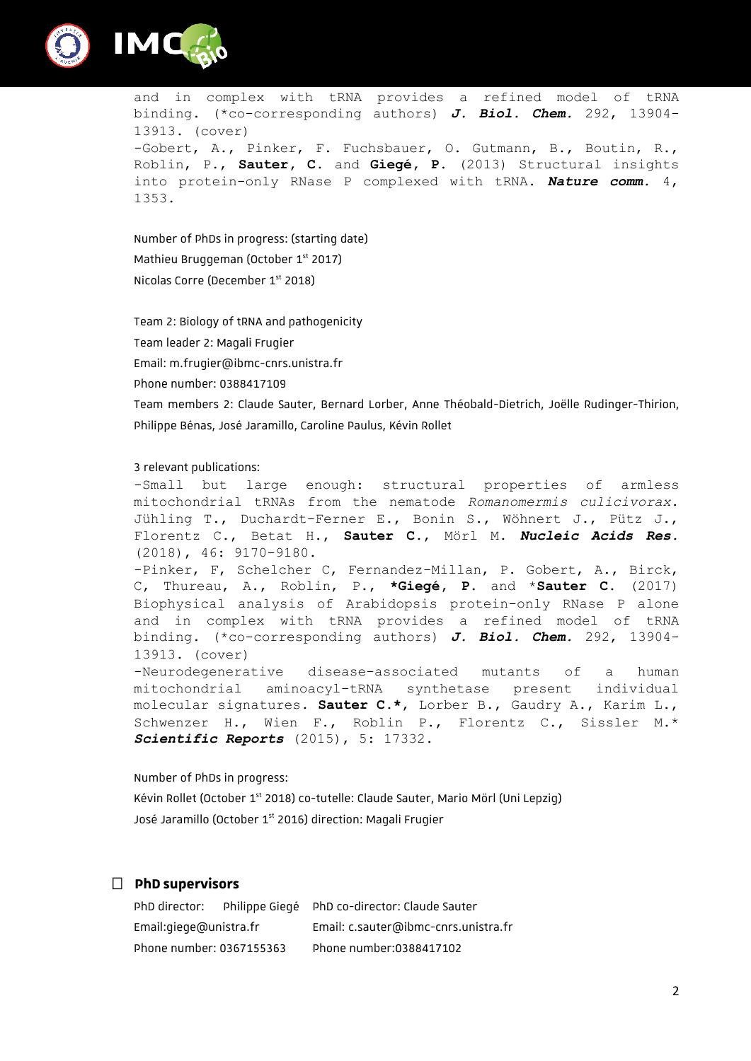and in complex with tRNA provides a refined model of tRNA binding. (*co-corresponding authors) ***J. Biol. Chem.*** 292, 13904-13913. (cover)

-Gobert, A., Pinker, F. Fuchsbauer, O. Gutmann, B., Boutin, R., Roblin, P., **Sauter, C.** and **Giegé, P.** (2013) Structural insights into protein-only RNase P complexed with tRNA. ***Nature comm.*** 4, 1353.

Number of PhDs in progress: (starting date)

Mathieu Bruggeman (October 1st 2017)

Nicolas Corre (December 1st 2018)

Team 2: Biology of tRNA and pathogenicity

Team leader 2: Magali Frugier

Email: m.frugier@ibmc-cnrs.unistra.fr

Phone number: 0388417109

Team members 2: Claude Sauter, Bernard Lorber, Anne Théobald-Dietrich, Joëlle Rudinger-Thirion, Philippe Bénas, José Jaramillo, Caroline Paulus, Kévin Rollet

3 relevant publications:

-Small but large enough: structural properties of armless mitochondrial tRNAs from the nematode *Romanomermis culicivorax*. Jühling T., Duchardt-Ferner E., Bonin S., Wöhnert J., Pütz J., Florentz C., Betat H., **Sauter C.**, Mörl M. ***Nucleic Acids Res.*** (2018), 46: 9170-9180.

-Pinker, F, Schelcher C, Fernandez-Millan, P. Gobert, A., Birck, C, Thureau, A., Roblin, P., ***Giegé, P.** and ***Sauter C.** (2017) Biophysical analysis of Arabidopsis protein-only RNase P alone and in complex with tRNA provides a refined model of tRNA binding. (*co-corresponding authors) ***J. Biol. Chem.*** 292, 13904-13913. (cover)

-Neurodegenerative disease-associated mutants of a human mitochondrial aminoacyl-tRNA synthetase present individual molecular signatures. **Sauter C.***, Lorber B., Gaudry A., Karim L., Schwenzer H., Wien F., Roblin P., Florentz C., Sissler M.* ***Scientific Reports*** (2015), 5: 17332.

Number of PhDs in progress:

Kévin Rollet (October 1st 2018) co-tutelle: Claude Sauter, Mario Mörl (Uni Lepzig)

José Jaramillo (October 1st 2016) direction: Magali Frugier

## PhD supervisors

| PhD director: Philippe Giegé | PhD co-director: Claude Sauter |
|---|---|
| Email:giege@unistra.fr | Email: c.sauter@ibmc-cnrs.unistra.fr |
| Phone number: 0367155363 | Phone number:0388417102 |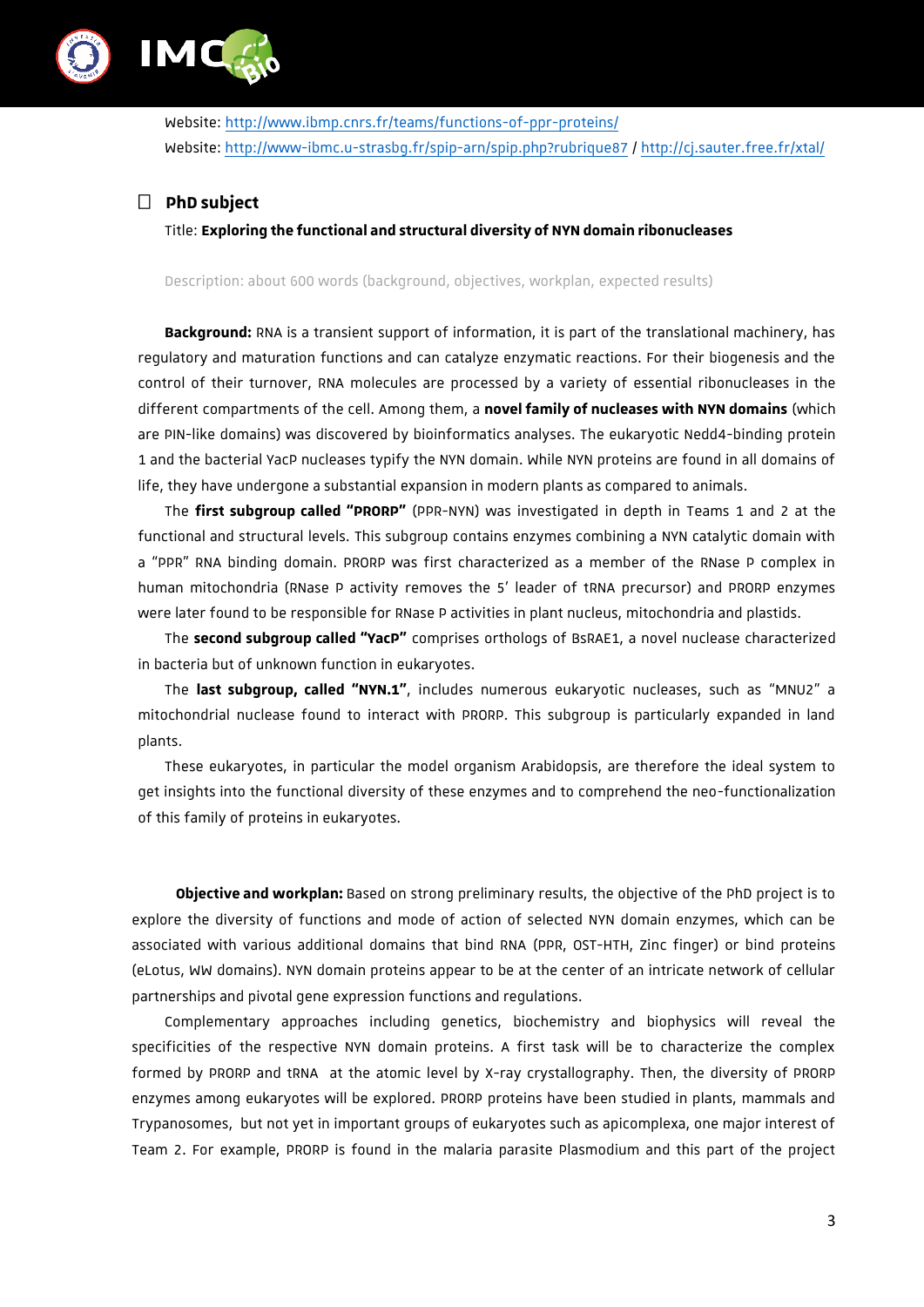Website: http://www.ibmp.cnrs.fr/teams/functions-of-ppr-proteins/
Website: http://www-ibmc.u-strasbg.fr/spip-arn/spip.php?rubrique87 / http://cj.sauter.free.fr/xtal/

- [ ] **PhD subject**

Title: **Exploring the functional and structural diversity of NYN domain ribonucleases**

Description: about 600 words (background, objectives, workplan, expected results)

**Background:** RNA is a transient support of information, it is part of the translational machinery, has regulatory and maturation functions and can catalyze enzymatic reactions. For their biogenesis and the control of their turnover, RNA molecules are processed by a variety of essential ribonucleases in the different compartments of the cell. Among them, a **novel family of nucleases with NYN domains** (which are PIN-like domains) was discovered by bioinformatics analyses. The eukaryotic Nedd4-binding protein 1 and the bacterial YacP nucleases typify the NYN domain. While NYN proteins are found in all domains of life, they have undergone a substantial expansion in modern plants as compared to animals.

The **first subgroup called "PRORP"** (PPR-NYN) was investigated in depth in Teams 1 and 2 at the functional and structural levels. This subgroup contains enzymes combining a NYN catalytic domain with a "PPR" RNA binding domain. PRORP was first characterized as a member of the RNase P complex in human mitochondria (RNase P activity removes the 5' leader of tRNA precursor) and PRORP enzymes were later found to be responsible for RNase P activities in plant nucleus, mitochondria and plastids.

The **second subgroup called "YacP"** comprises orthologs of BsRAE1, a novel nuclease characterized in bacteria but of unknown function in eukaryotes.

The **last subgroup, called "NYN.1"**, includes numerous eukaryotic nucleases, such as "MNU2" a mitochondrial nuclease found to interact with PRORP. This subgroup is particularly expanded in land plants.

These eukaryotes, in particular the model organism Arabidopsis, are therefore the ideal system to get insights into the functional diversity of these enzymes and to comprehend the neo-functionalization of this family of proteins in eukaryotes.

**Objective and workplan:** Based on strong preliminary results, the objective of the PhD project is to explore the diversity of functions and mode of action of selected NYN domain enzymes, which can be associated with various additional domains that bind RNA (PPR, OST-HTH, Zinc finger) or bind proteins (eLotus, WW domains). NYN domain proteins appear to be at the center of an intricate network of cellular partnerships and pivotal gene expression functions and regulations.

Complementary approaches including genetics, biochemistry and biophysics will reveal the specificities of the respective NYN domain proteins. A first task will be to characterize the complex formed by PRORP and tRNA at the atomic level by X-ray crystallography. Then, the diversity of PRORP enzymes among eukaryotes will be explored. PRORP proteins have been studied in plants, mammals and Trypanosomes, but not yet in important groups of eukaryotes such as apicomplexa, one major interest of Team 2. For example, PRORP is found in the malaria parasite Plasmodium and this part of the project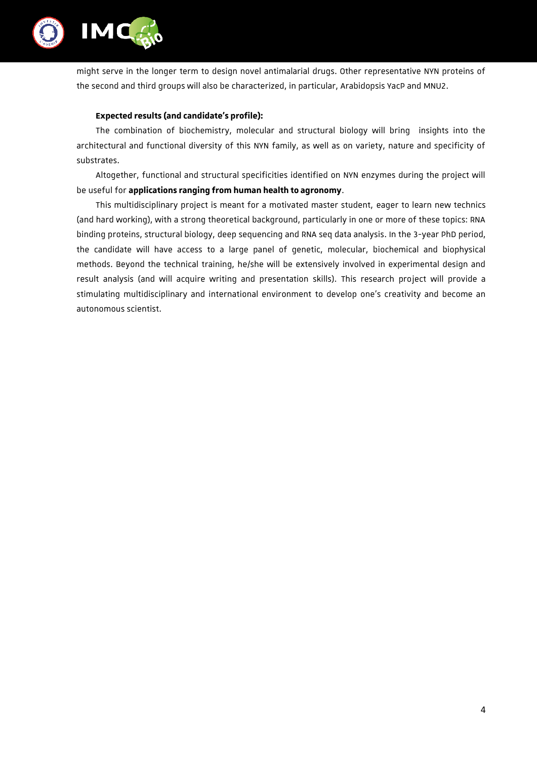might serve in the longer term to design novel antimalarial drugs. Other representative NYN proteins of the second and third groups will also be characterized, in particular, Arabidopsis YacP and MNU2.

**Expected results (and candidate's profile):**

The combination of biochemistry, molecular and structural biology will bring insights into the architectural and functional diversity of this NYN family, as well as on variety, nature and specificity of substrates.

Altogether, functional and structural specificities identified on NYN enzymes during the project will be useful for **applications ranging from human health to agronomy**.

This multidisciplinary project is meant for a motivated master student, eager to learn new technics (and hard working), with a strong theoretical background, particularly in one or more of these topics: RNA binding proteins, structural biology, deep sequencing and RNA seq data analysis. In the 3-year PhD period, the candidate will have access to a large panel of genetic, molecular, biochemical and biophysical methods. Beyond the technical training, he/she will be extensively involved in experimental design and result analysis (and will acquire writing and presentation skills). This research project will provide a stimulating multidisciplinary and international environment to develop one's creativity and become an autonomous scientist.